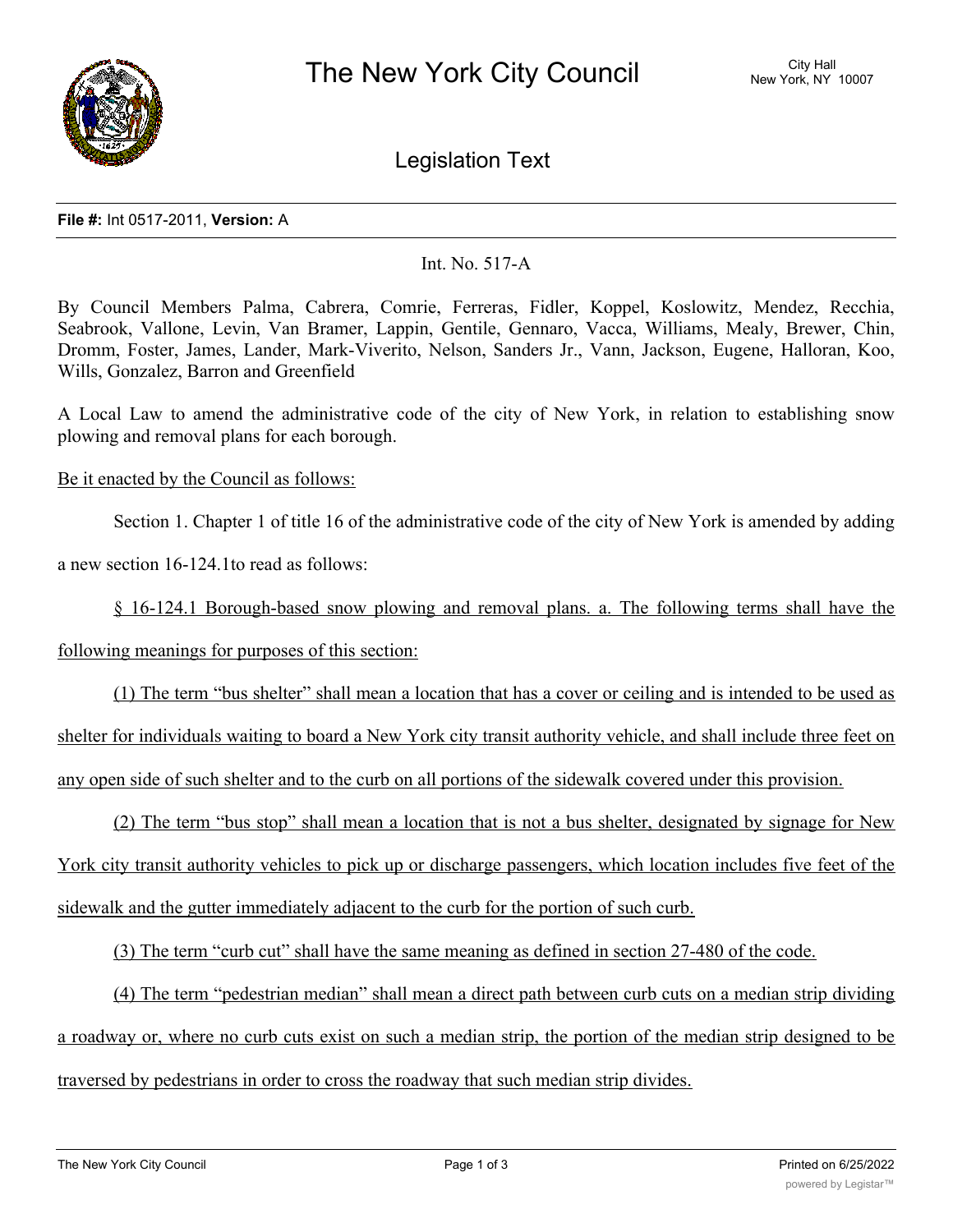# The New York City Council

City Hall
New York, NY 10007

## Legislation Text

**File #:** Int 0517-2011, **Version:** A

Int. No. 517-A

By Council Members Palma, Cabrera, Comrie, Ferreras, Fidler, Koppel, Koslowitz, Mendez, Recchia, Seabrook, Vallone, Levin, Van Bramer, Lappin, Gentile, Gennaro, Vacca, Williams, Mealy, Brewer, Chin, Dromm, Foster, James, Lander, Mark-Viverito, Nelson, Sanders Jr., Vann, Jackson, Eugene, Halloran, Koo, Wills, Gonzalez, Barron and Greenfield

A Local Law to amend the administrative code of the city of New York, in relation to establishing snow plowing and removal plans for each borough.

Be it enacted by the Council as follows:

Section 1. Chapter 1 of title 16 of the administrative code of the city of New York is amended by adding a new section 16-124.1to read as follows:

§ 16-124.1 Borough-based snow plowing and removal plans. a. The following terms shall have the following meanings for purposes of this section:

(1) The term "bus shelter" shall mean a location that has a cover or ceiling and is intended to be used as shelter for individuals waiting to board a New York city transit authority vehicle, and shall include three feet on any open side of such shelter and to the curb on all portions of the sidewalk covered under this provision.

(2) The term "bus stop" shall mean a location that is not a bus shelter, designated by signage for New York city transit authority vehicles to pick up or discharge passengers, which location includes five feet of the sidewalk and the gutter immediately adjacent to the curb for the portion of such curb.

(3) The term "curb cut" shall have the same meaning as defined in section 27-480 of the code.

(4) The term "pedestrian median" shall mean a direct path between curb cuts on a median strip dividing a roadway or, where no curb cuts exist on such a median strip, the portion of the median strip designed to be traversed by pedestrians in order to cross the roadway that such median strip divides.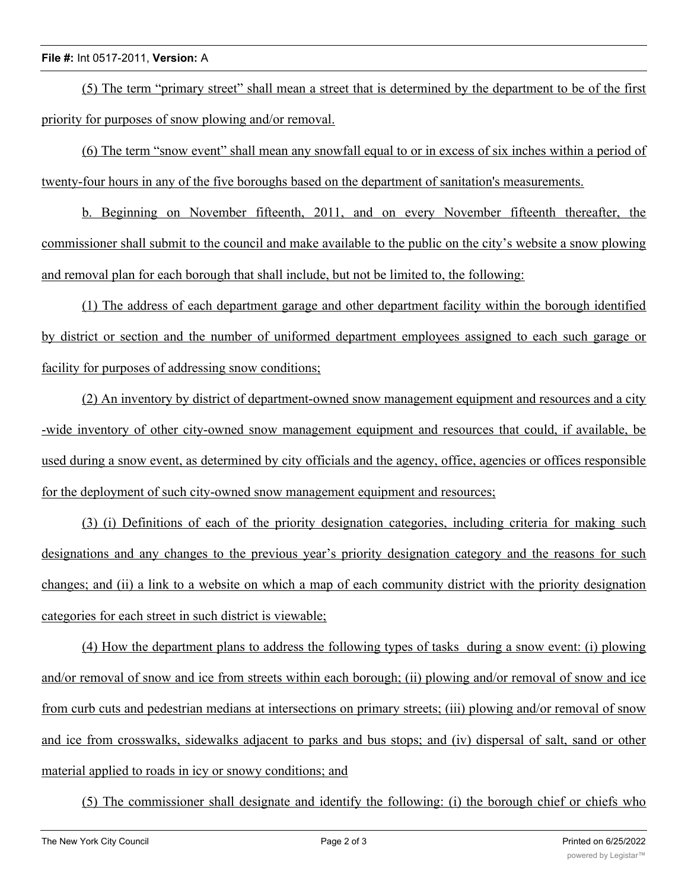(5) The term “primary street” shall mean a street that is determined by the department to be of the first priority for purposes of snow plowing and/or removal.

(6) The term “snow event” shall mean any snowfall equal to or in excess of six inches within a period of twenty-four hours in any of the five boroughs based on the department of sanitation's measurements.

b. Beginning on November fifteenth, 2011, and on every November fifteenth thereafter, the commissioner shall submit to the council and make available to the public on the city’s website a snow plowing and removal plan for each borough that shall include, but not be limited to, the following:

(1) The address of each department garage and other department facility within the borough identified by district or section and the number of uniformed department employees assigned to each such garage or facility for purposes of addressing snow conditions;

(2) An inventory by district of department-owned snow management equipment and resources and a city-wide inventory of other city-owned snow management equipment and resources that could, if available, be used during a snow event, as determined by city officials and the agency, office, agencies or offices responsible for the deployment of such city-owned snow management equipment and resources;

(3) (i) Definitions of each of the priority designation categories, including criteria for making such designations and any changes to the previous year’s priority designation category and the reasons for such changes; and (ii) a link to a website on which a map of each community district with the priority designation categories for each street in such district is viewable;

(4) How the department plans to address the following types of tasks during a snow event: (i) plowing and/or removal of snow and ice from streets within each borough; (ii) plowing and/or removal of snow and ice from curb cuts and pedestrian medians at intersections on primary streets; (iii) plowing and/or removal of snow and ice from crosswalks, sidewalks adjacent to parks and bus stops; and (iv) dispersal of salt, sand or other material applied to roads in icy or snowy conditions; and

(5) The commissioner shall designate and identify the following: (i) the borough chief or chiefs who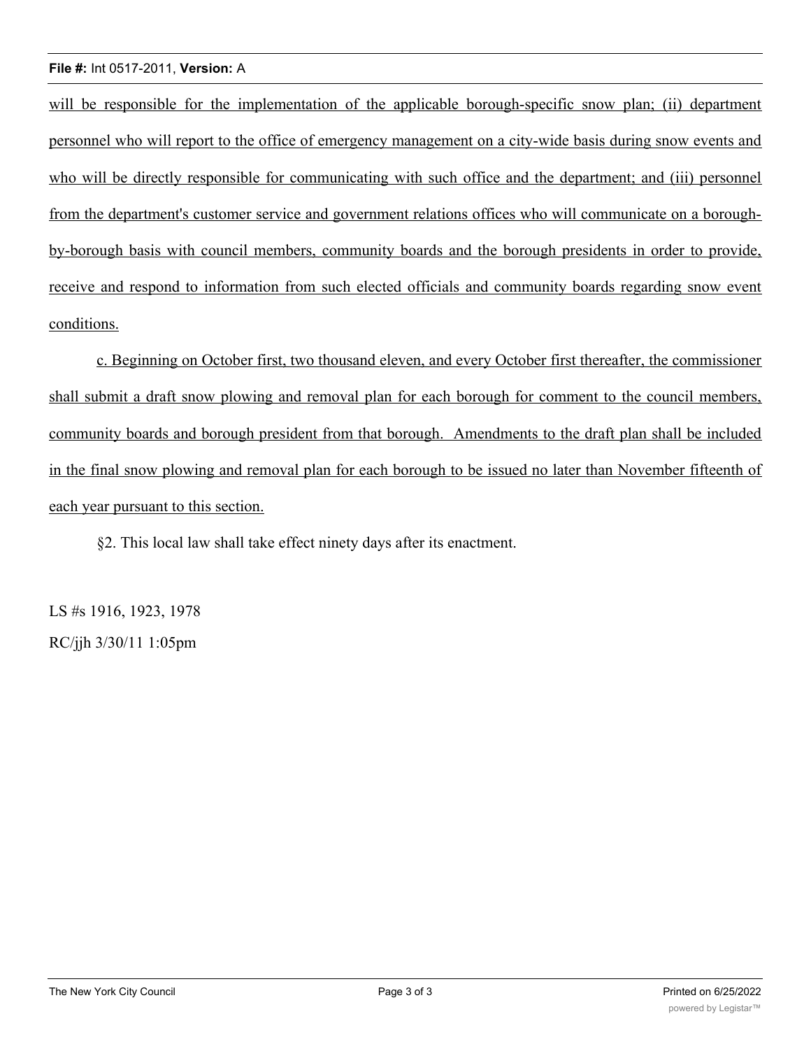will be responsible for the implementation of the applicable borough-specific snow plan; (ii) department personnel who will report to the office of emergency management on a city-wide basis during snow events and who will be directly responsible for communicating with such office and the department; and (iii) personnel from the department's customer service and government relations offices who will communicate on a borough-by-borough basis with council members, community boards and the borough presidents in order to provide, receive and respond to information from such elected officials and community boards regarding snow event conditions.

c. Beginning on October first, two thousand eleven, and every October first thereafter, the commissioner shall submit a draft snow plowing and removal plan for each borough for comment to the council members, community boards and borough president from that borough. Amendments to the draft plan shall be included in the final snow plowing and removal plan for each borough to be issued no later than November fifteenth of each year pursuant to this section.

§2. This local law shall take effect ninety days after its enactment.

LS #s 1916, 1923, 1978

RC/jjh 3/30/11 1:05pm